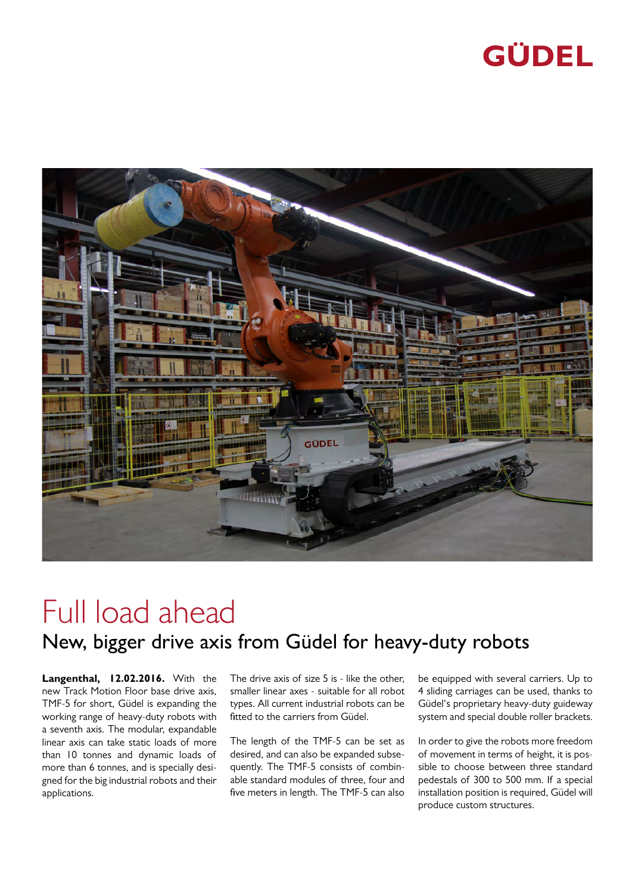GÜDEL

# Full load ahead

## New, bigger drive axis from Güdel for heavy-duty robots

**Langenthal, 12.02.2016.** With the new Track Motion Floor base drive axis, TMF-5 for short, Güdel is expanding the working range of heavy-duty robots with a seventh axis. The modular, expandable linear axis can take static loads of more than 10 tonnes and dynamic loads of more than 6 tonnes, and is specially designed for the big industrial robots and their applications.

The drive axis of size 5 is - like the other, smaller linear axes - suitable for all robot types. All current industrial robots can be fitted to the carriers from Güdel.

The length of the TMF-5 can be set as desired, and can also be expanded subsequently. The TMF-5 consists of combinable standard modules of three, four and five meters in length. The TMF-5 can also be equipped with several carriers. Up to 4 sliding carriages can be used, thanks to Güdel's proprietary heavy-duty guideway system and special double roller brackets.

In order to give the robots more freedom of movement in terms of height, it is possible to choose between three standard pedestals of 300 to 500 mm. If a special installation position is required, Güdel will produce custom structures.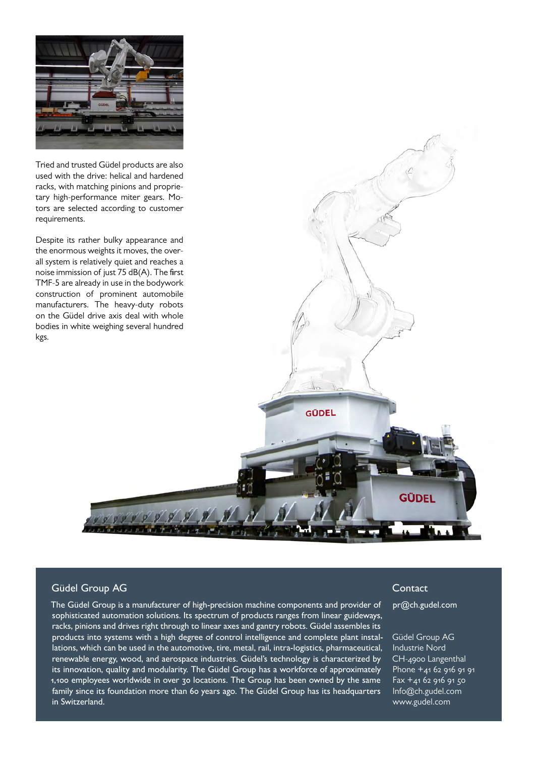Tried and trusted Güdel products are also used with the drive: helical and hardened racks, with matching pinions and proprietary high-performance miter gears. Motors are selected according to customer requirements.

Despite its rather bulky appearance and the enormous weights it moves, the overall system is relatively quiet and reaches a noise immission of just 75 dB(A). The first TMF-5 are already in use in the bodywork construction of prominent automobile manufacturers. The heavy-duty robots on the Güdel drive axis deal with whole bodies in white weighing several hundred kgs.

## Güdel Group AG

The Güdel Group is a manufacturer of high-precision machine components and provider of sophisticated automation solutions. Its spectrum of products ranges from linear guideways, racks, pinions and drives right through to linear axes and gantry robots. Güdel assembles its products into systems with a high degree of control intelligence and complete plant installations, which can be used in the automotive, tire, metal, rail, intra-logistics, pharmaceutical, renewable energy, wood, and aerospace industries. Güdel's technology is characterized by its innovation, quality and modularity. The Güdel Group has a workforce of approximately 1,100 employees worldwide in over 30 locations. The Group has been owned by the same family since its foundation more than 60 years ago. The Güdel Group has its headquarters in Switzerland.

## Contact

pr@ch.gudel.com

Güdel Group AG
Industrie Nord
CH-4900 Langenthal
Phone +41 62 916 91 91
Fax +41 62 916 91 50
Info@ch.gudel.com
www.gudel.com